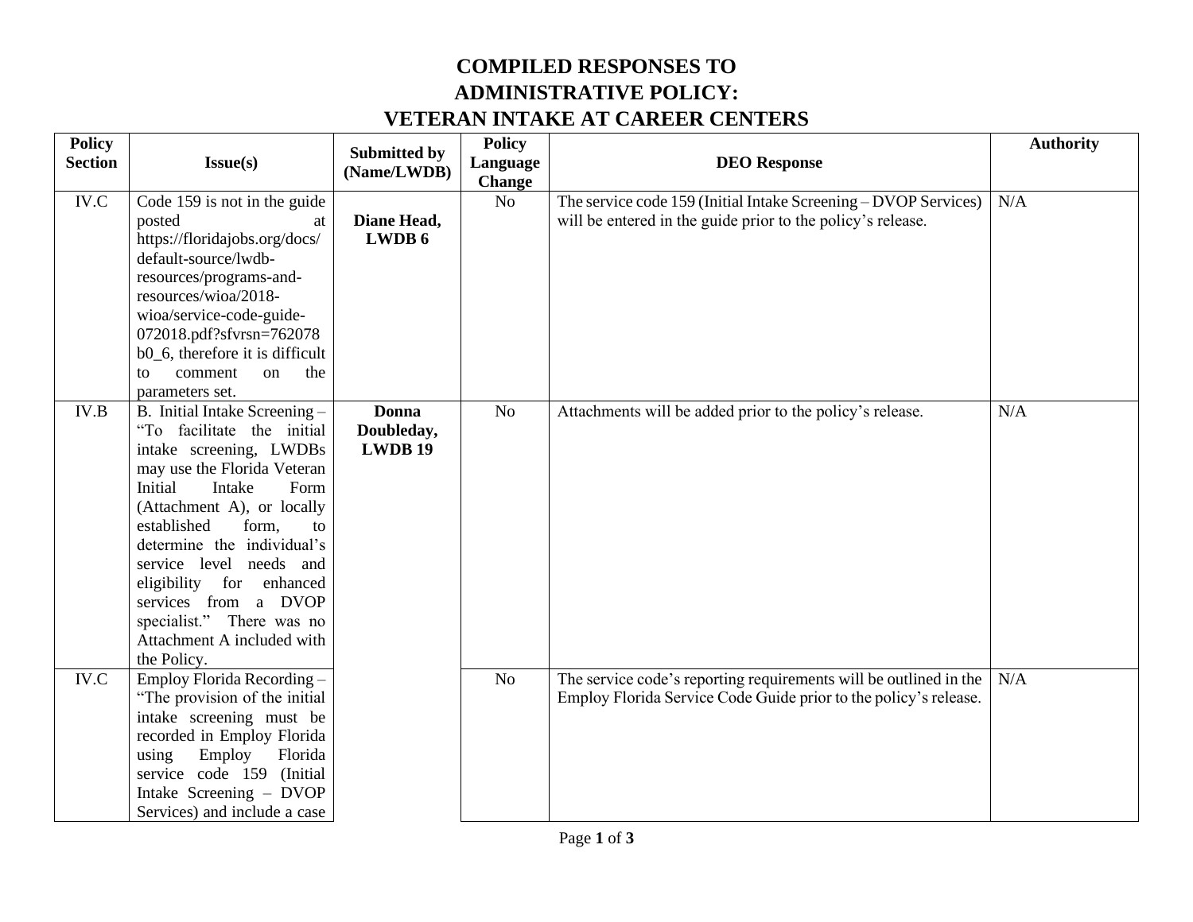# COMPILED RESPONSES TO ADMINISTRATIVE POLICY: VETERAN INTAKE AT CAREER CENTERS

| Policy Section | Issue(s) | Submitted by (Name/LWDB) | Policy Language Change | DEO Response | Authority |
|---|---|---|---|---|---|
| IV.C | Code 159 is not in the guide posted at https://floridajobs.org/docs/default-source/lwdb-resources/programs-and-resources/wioa/2018-wioa/service-code-guide-072018.pdf?sfvrsn=762078b0_6, therefore it is difficult to comment on the parameters set. | **Diane Head, LWDB 6** | No | The service code 159 (Initial Intake Screening – DVOP Services) will be entered in the guide prior to the policy's release. | N/A |
| IV.B | B. Initial Intake Screening – "To facilitate the initial intake screening, LWDBs may use the Florida Veteran Initial Intake Form (Attachment A), or locally established form, to determine the individual's service level needs and eligibility for enhanced services from a DVOP specialist." There was no Attachment A included with the Policy. | **Donna Doubleday, LWDB 19** | No | Attachments will be added prior to the policy's release. | N/A |
| IV.C | Employ Florida Recording – "The provision of the initial intake screening must be recorded in Employ Florida using Employ Florida service code 159 (Initial Intake Screening – DVOP Services) and include a case | | No | The service code's reporting requirements will be outlined in the Employ Florida Service Code Guide prior to the policy's release. | N/A |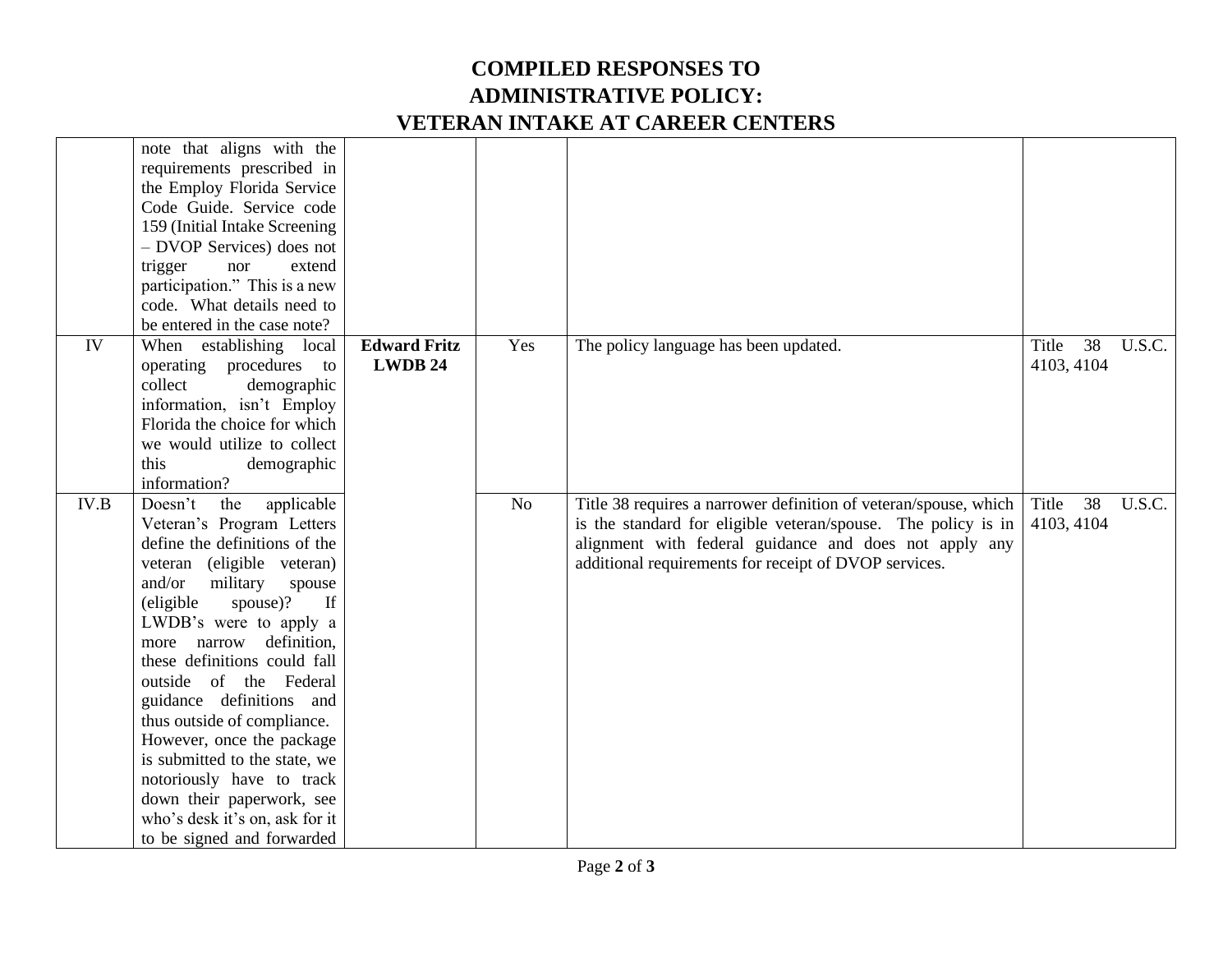# COMPILED RESPONSES TO ADMINISTRATIVE POLICY: VETERAN INTAKE AT CAREER CENTERS

| | | | | | |
|---|---|---|---|---|---|
| | note that aligns with the requirements prescribed in the Employ Florida Service Code Guide. Service code 159 (Initial Intake Screening – DVOP Services) does not trigger nor extend participation." This is a new code. What details need to be entered in the case note? | | | | |
| IV | When establishing local operating procedures to collect demographic information, isn't Employ Florida the choice for which we would utilize to collect this demographic information? | **Edward Fritz LWDB 24** | Yes | The policy language has been updated. | Title 38 U.S.C. 4103, 4104 |
| IV.B | Doesn't the applicable Veteran's Program Letters define the definitions of the veteran (eligible veteran) and/or military spouse (eligible spouse)? If LWDB's were to apply a more narrow definition, these definitions could fall outside of the Federal guidance definitions and thus outside of compliance. However, once the package is submitted to the state, we notoriously have to track down their paperwork, see who's desk it's on, ask for it to be signed and forwarded | | No | Title 38 requires a narrower definition of veteran/spouse, which is the standard for eligible veteran/spouse. The policy is in alignment with federal guidance and does not apply any additional requirements for receipt of DVOP services. | Title 38 U.S.C. 4103, 4104 |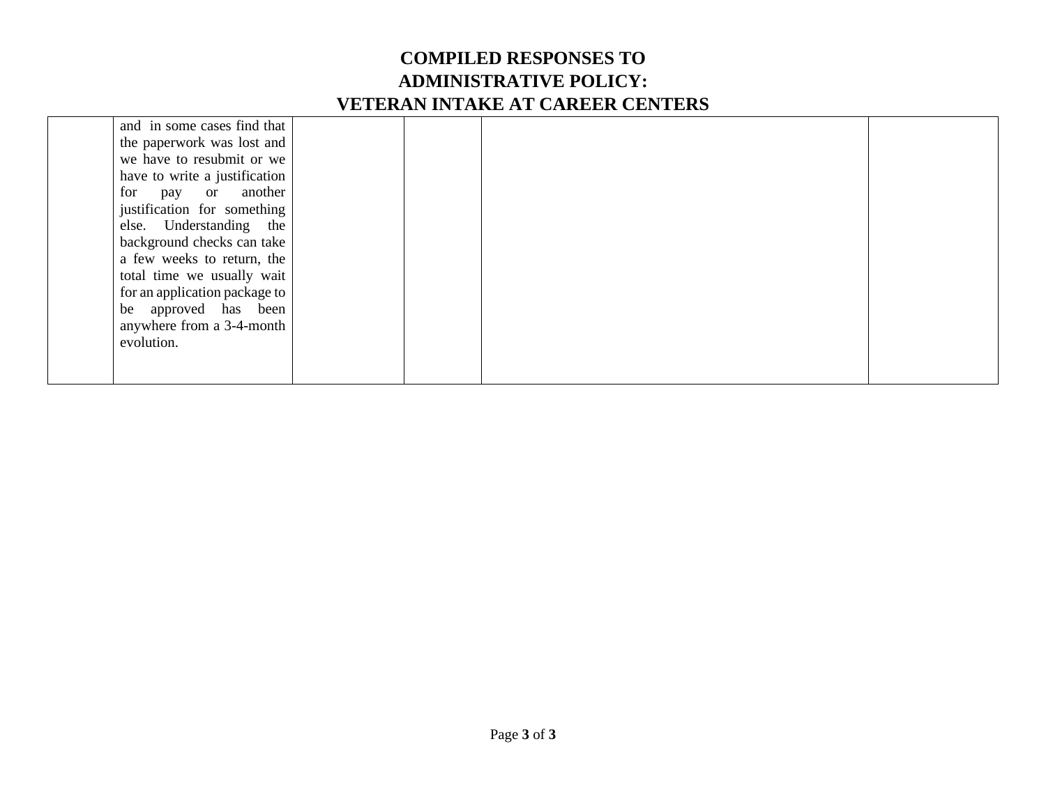# COMPILED RESPONSES TO ADMINISTRATIVE POLICY: VETERAN INTAKE AT CAREER CENTERS

| | | | | | |
|---|---|---|---|---|---|
| | and in some cases find that the paperwork was lost and we have to resubmit or we have to write a justification for pay or another justification for something else. Understanding the background checks can take a few weeks to return, the total time we usually wait for an application package to be approved has been anywhere from a 3-4-month evolution. | | | | |